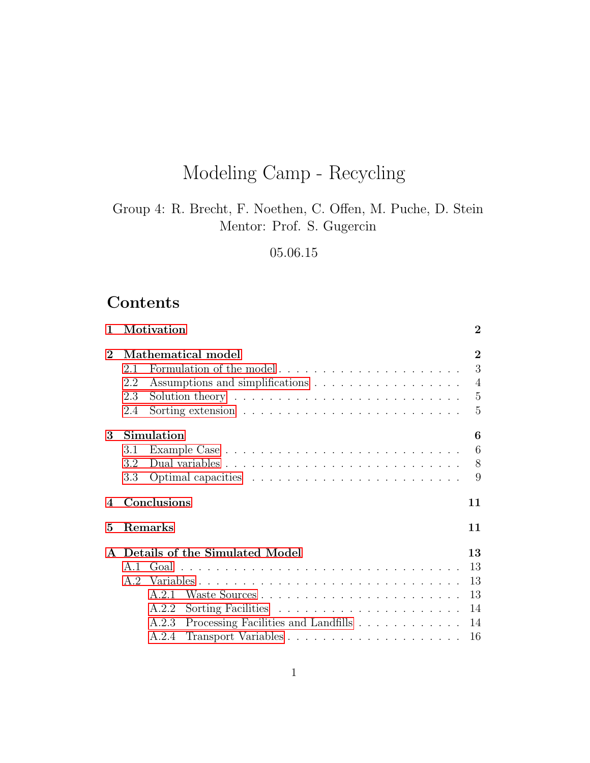# Modeling Camp - Recycling

Group 4: R. Brecht, F. Noethen, C. Offen, M. Puche, D. Stein
Mentor: Prof. S. Gugercin

05.06.15

## Contents

**1 Motivation** **2**

**2 Mathematical model** **2**
- 2.1 Formulation of the model . . . . . 3
- 2.2 Assumptions and simplifications . . . . . 4
- 2.3 Solution theory . . . . . 5
- 2.4 Sorting extension . . . . . 5

**3 Simulation** **6**
- 3.1 Example Case . . . . . 6
- 3.2 Dual variables . . . . . 8
- 3.3 Optimal capacities . . . . . 9

**4 Conclusions** **11**

**5 Remarks** **11**

**A Details of the Simulated Model** **13**
- A.1 Goal . . . . . 13
- A.2 Variables . . . . . 13
  - A.2.1 Waste Sources . . . . . 13
  - A.2.2 Sorting Facilities . . . . . 14
  - A.2.3 Processing Facilities and Landfills . . . . . 14
  - A.2.4 Transport Variables . . . . . 16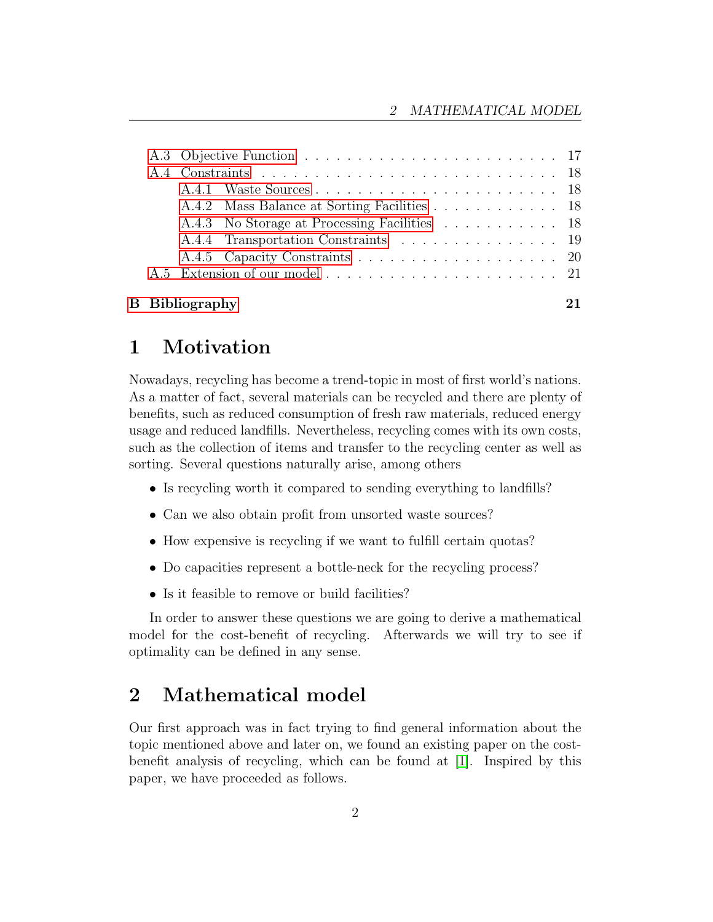- A.3 Objective Function . . . . . . . . . . . . . . . . . . . . . . . . 17
- A.4 Constraints . . . . . . . . . . . . . . . . . . . . . . . . . . . 18
  - A.4.1 Waste Sources . . . . . . . . . . . . . . . . . . . . . . . 18
  - A.4.2 Mass Balance at Sorting Facilities . . . . . . . . . . . . . 18
  - A.4.3 No Storage at Processing Facilities . . . . . . . . . . . . 18
  - A.4.4 Transportation Constraints . . . . . . . . . . . . . . . . 19
  - A.4.5 Capacity Constraints . . . . . . . . . . . . . . . . . . . . 20
- A.5 Extension of our model . . . . . . . . . . . . . . . . . . . . . 21

**B Bibliography** **21**

# 1 Motivation

Nowadays, recycling has become a trend-topic in most of first world's nations. As a matter of fact, several materials can be recycled and there are plenty of benefits, such as reduced consumption of fresh raw materials, reduced energy usage and reduced landfills. Nevertheless, recycling comes with its own costs, such as the collection of items and transfer to the recycling center as well as sorting. Several questions naturally arise, among others

- Is recycling worth it compared to sending everything to landfills?
- Can we also obtain profit from unsorted waste sources?
- How expensive is recycling if we want to fulfill certain quotas?
- Do capacities represent a bottle-neck for the recycling process?
- Is it feasible to remove or build facilities?

In order to answer these questions we are going to derive a mathematical model for the cost-benefit of recycling. Afterwards we will try to see if optimality can be defined in any sense.

# 2 Mathematical model

Our first approach was in fact trying to find general information about the topic mentioned above and later on, we found an existing paper on the cost-benefit analysis of recycling, which can be found at [1]. Inspired by this paper, we have proceeded as follows.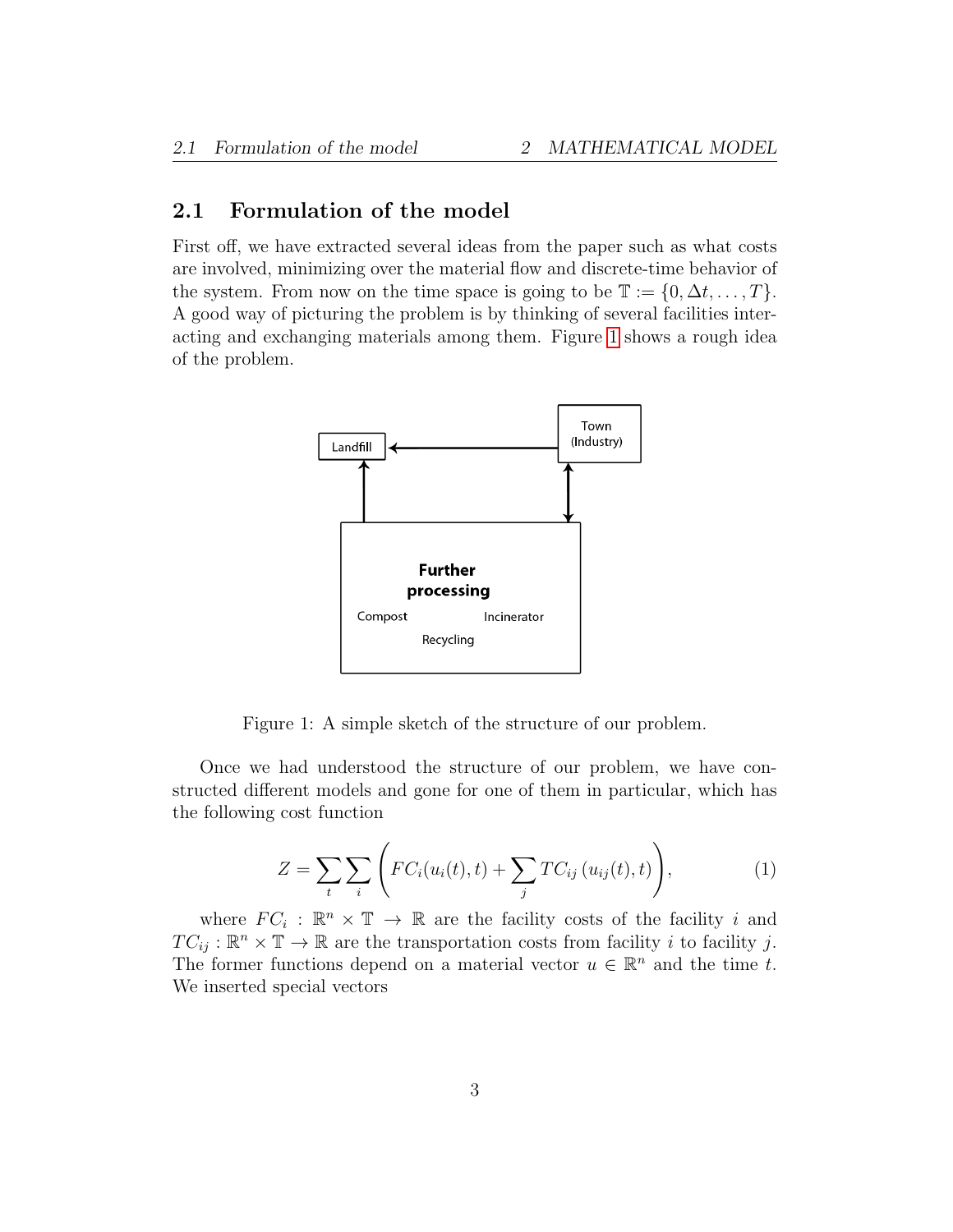## 2.1 Formulation of the model

First off, we have extracted several ideas from the paper such as what costs are involved, minimizing over the material flow and discrete-time behavior of the system. From now on the time space is going to be $\mathbb{T} := \{0, \Delta t, \ldots, T\}$. A good way of picturing the problem is by thinking of several facilities interacting and exchanging materials among them. Figure 1 shows a rough idea of the problem.

Figure 1: A simple sketch of the structure of our problem.

Once we had understood the structure of our problem, we have constructed different models and gone for one of them in particular, which has the following cost function

$$Z = \sum_t \sum_i \left( FC_i(u_i(t), t) + \sum_j TC_{ij}\left(u_{ij}(t), t\right) \right), \tag{1}$$

where $FC_i : \mathbb{R}^n \times \mathbb{T} \to \mathbb{R}$ are the facility costs of the facility $i$ and $TC_{ij} : \mathbb{R}^n \times \mathbb{T} \to \mathbb{R}$ are the transportation costs from facility $i$ to facility $j$. The former functions depend on a material vector $u \in \mathbb{R}^n$ and the time $t$. We inserted special vectors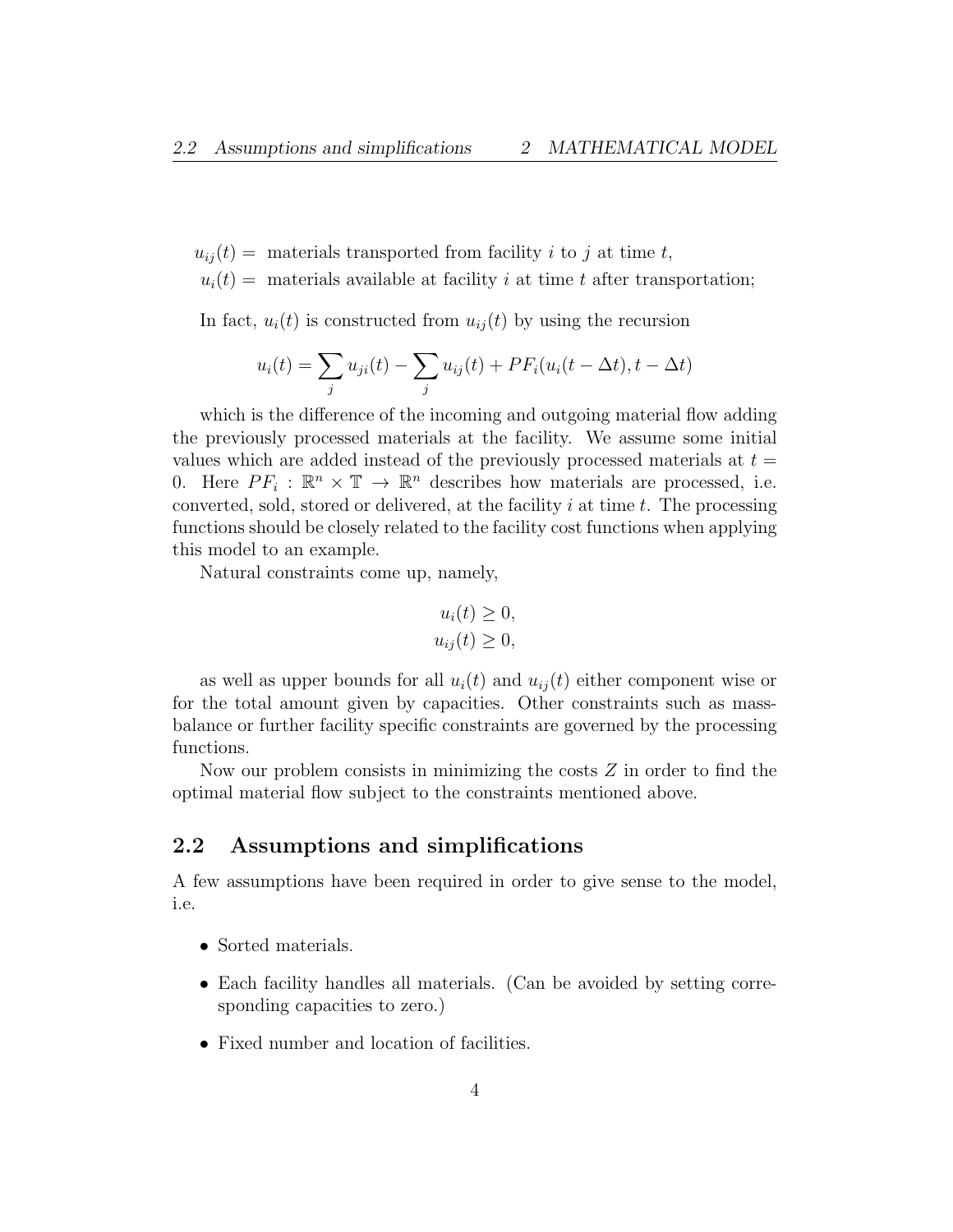$u_{ij}(t) =$ materials transported from facility $i$ to $j$ at time $t$,

$u_i(t) =$ materials available at facility $i$ at time $t$ after transportation;

In fact, $u_i(t)$ is constructed from $u_{ij}(t)$ by using the recursion

$$u_i(t) = \sum_j u_{ji}(t) - \sum_j u_{ij}(t) + PF_i(u_i(t - \Delta t), t - \Delta t)$$

which is the difference of the incoming and outgoing material flow adding the previously processed materials at the facility. We assume some initial values which are added instead of the previously processed materials at $t = 0$. Here $PF_i : \mathbb{R}^n \times \mathbb{T} \to \mathbb{R}^n$ describes how materials are processed, i.e. converted, sold, stored or delivered, at the facility $i$ at time $t$. The processing functions should be closely related to the facility cost functions when applying this model to an example.

Natural constraints come up, namely,

$$u_i(t) \geq 0,$$
$$u_{ij}(t) \geq 0,$$

as well as upper bounds for all $u_i(t)$ and $u_{ij}(t)$ either component wise or for the total amount given by capacities. Other constraints such as mass-balance or further facility specific constraints are governed by the processing functions.

Now our problem consists in minimizing the costs $Z$ in order to find the optimal material flow subject to the constraints mentioned above.

## 2.2 Assumptions and simplifications

A few assumptions have been required in order to give sense to the model, i.e.

- Sorted materials.
- Each facility handles all materials. (Can be avoided by setting corresponding capacities to zero.)
- Fixed number and location of facilities.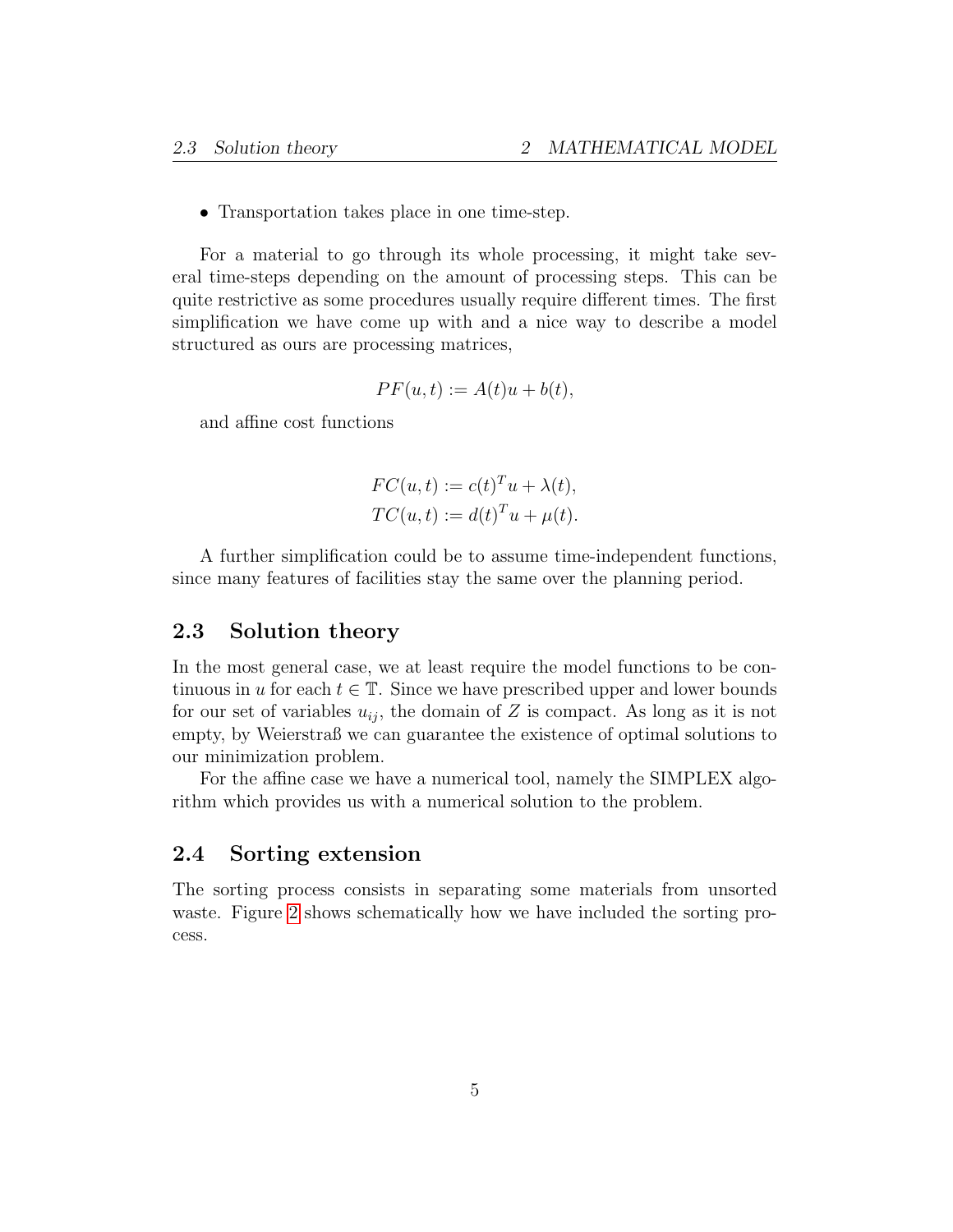- Transportation takes place in one time-step.

For a material to go through its whole processing, it might take several time-steps depending on the amount of processing steps. This can be quite restrictive as some procedures usually require different times. The first simplification we have come up with and a nice way to describe a model structured as ours are processing matrices,

$$PF(u,t) := A(t)u + b(t),$$

and affine cost functions

$$FC(u,t) := c(t)^T u + \lambda(t),$$
$$TC(u,t) := d(t)^T u + \mu(t).$$

A further simplification could be to assume time-independent functions, since many features of facilities stay the same over the planning period.

## 2.3 Solution theory

In the most general case, we at least require the model functions to be continuous in $u$ for each $t \in \mathbb{T}$. Since we have prescribed upper and lower bounds for our set of variables $u_{ij}$, the domain of $Z$ is compact. As long as it is not empty, by Weierstraß we can guarantee the existence of optimal solutions to our minimization problem.

For the affine case we have a numerical tool, namely the SIMPLEX algorithm which provides us with a numerical solution to the problem.

## 2.4 Sorting extension

The sorting process consists in separating some materials from unsorted waste. Figure 2 shows schematically how we have included the sorting process.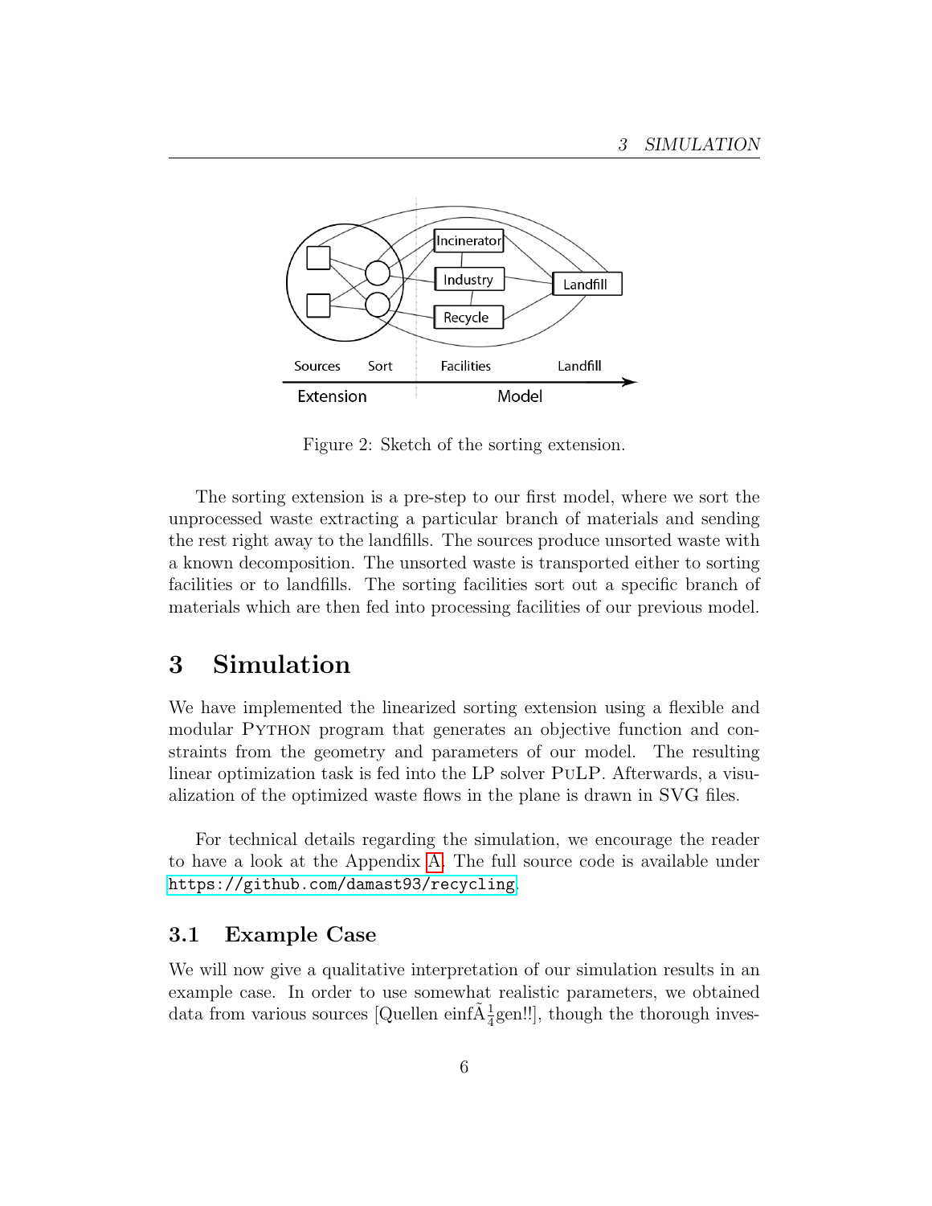Figure 2: Sketch of the sorting extension.

The sorting extension is a pre-step to our first model, where we sort the unprocessed waste extracting a particular branch of materials and sending the rest right away to the landfills. The sources produce unsorted waste with a known decomposition. The unsorted waste is transported either to sorting facilities or to landfills. The sorting facilities sort out a specific branch of materials which are then fed into processing facilities of our previous model.

# 3 Simulation

We have implemented the linearized sorting extension using a flexible and modular Python program that generates an objective function and constraints from the geometry and parameters of our model. The resulting linear optimization task is fed into the LP solver PuLP. Afterwards, a visualization of the optimized waste flows in the plane is drawn in SVG files.

For technical details regarding the simulation, we encourage the reader to have a look at the Appendix A. The full source code is available under https://github.com/damast93/recycling.

## 3.1 Example Case

We will now give a qualitative interpretation of our simulation results in an example case. In order to use somewhat realistic parameters, we obtained data from various sources [Quellen einfÃ¼gen!!], though the thorough inves-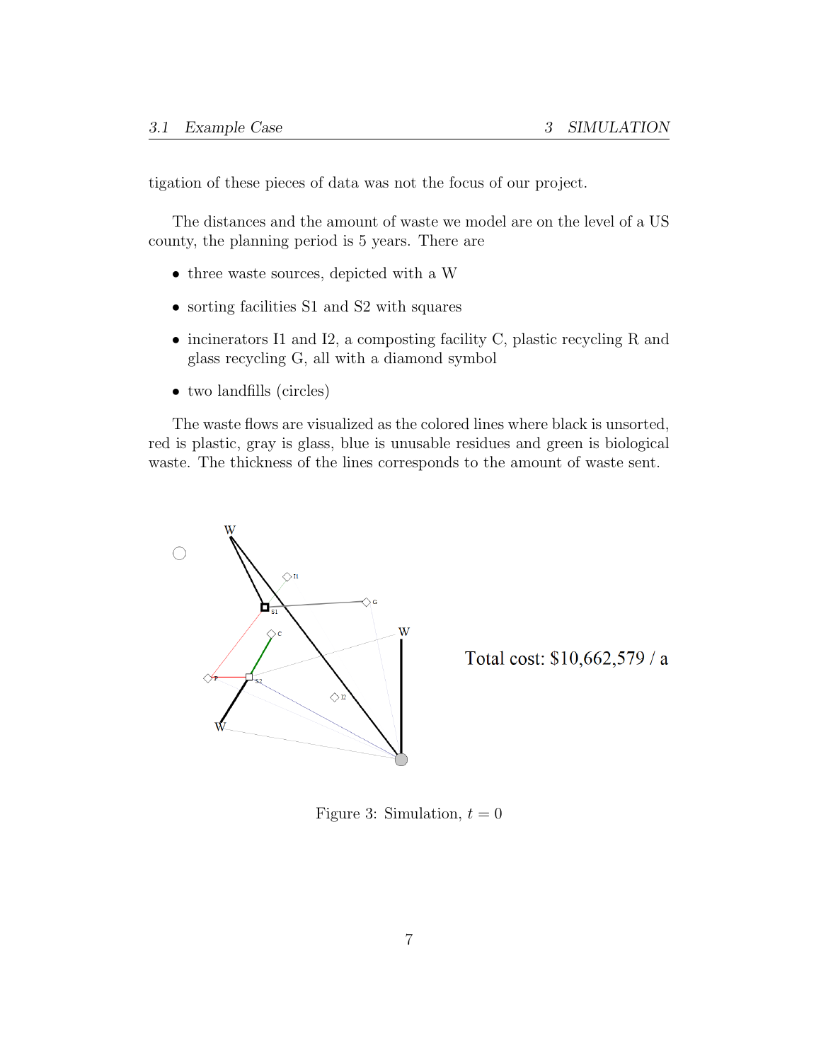tigation of these pieces of data was not the focus of our project.

The distances and the amount of waste we model are on the level of a US county, the planning period is 5 years. There are

- three waste sources, depicted with a W
- sorting facilities S1 and S2 with squares
- incinerators I1 and I2, a composting facility C, plastic recycling R and glass recycling G, all with a diamond symbol
- two landfills (circles)

The waste flows are visualized as the colored lines where black is unsorted, red is plastic, gray is glass, blue is unusable residues and green is biological waste. The thickness of the lines corresponds to the amount of waste sent.

Total cost: $10,662,579 / a

Figure 3: Simulation, $t = 0$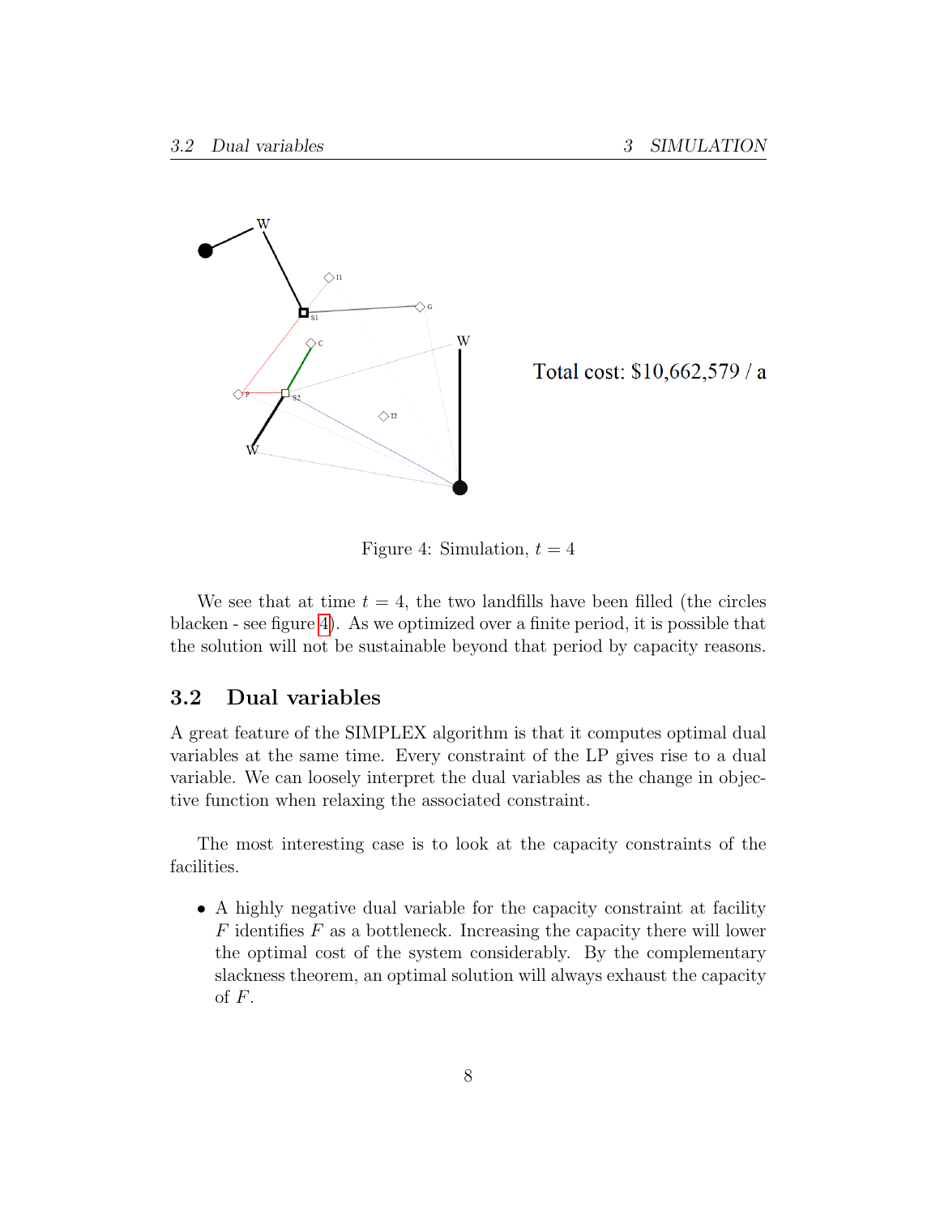Total cost: $10,662,579 / a

Figure 4: Simulation, $t = 4$

We see that at time $t = 4$, the two landfills have been filled (the circles blacken - see figure 4). As we optimized over a finite period, it is possible that the solution will not be sustainable beyond that period by capacity reasons.

## 3.2 Dual variables

A great feature of the SIMPLEX algorithm is that it computes optimal dual variables at the same time. Every constraint of the LP gives rise to a dual variable. We can loosely interpret the dual variables as the change in objective function when relaxing the associated constraint.

The most interesting case is to look at the capacity constraints of the facilities.

- A highly negative dual variable for the capacity constraint at facility $F$ identifies $F$ as a bottleneck. Increasing the capacity there will lower the optimal cost of the system considerably. By the complementary slackness theorem, an optimal solution will always exhaust the capacity of $F$.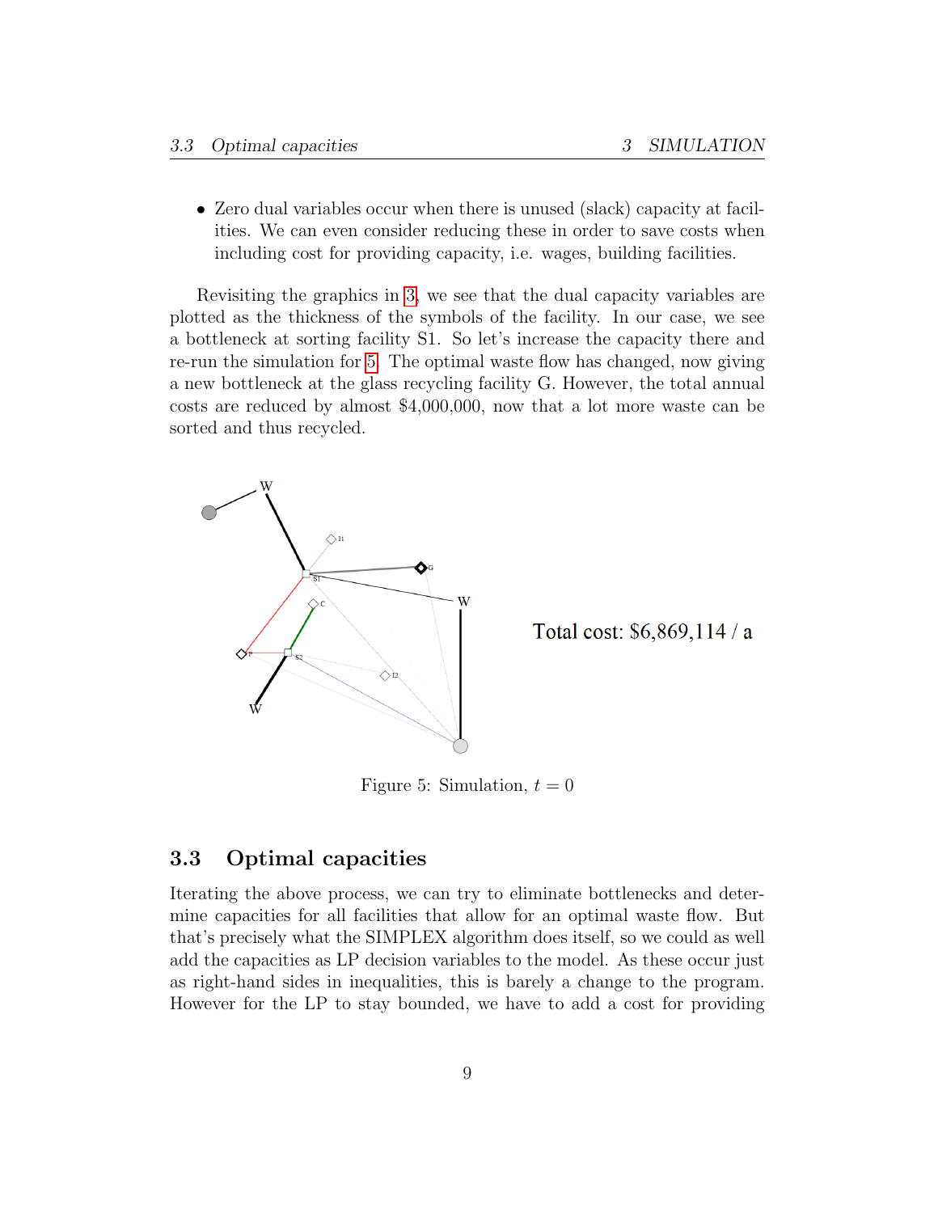- Zero dual variables occur when there is unused (slack) capacity at facilities. We can even consider reducing these in order to save costs when including cost for providing capacity, i.e. wages, building facilities.

Revisiting the graphics in 3, we see that the dual capacity variables are plotted as the thickness of the symbols of the facility. In our case, we see a bottleneck at sorting facility S1. So let's increase the capacity there and re-run the simulation for 5. The optimal waste flow has changed, now giving a new bottleneck at the glass recycling facility G. However, the total annual costs are reduced by almost $4,000,000, now that a lot more waste can be sorted and thus recycled.

Total cost: $6,869,114 / a

Figure 5: Simulation, $t = 0$

## 3.3 Optimal capacities

Iterating the above process, we can try to eliminate bottlenecks and determine capacities for all facilities that allow for an optimal waste flow. But that's precisely what the SIMPLEX algorithm does itself, so we could as well add the capacities as LP decision variables to the model. As these occur just as right-hand sides in inequalities, this is barely a change to the program. However for the LP to stay bounded, we have to add a cost for providing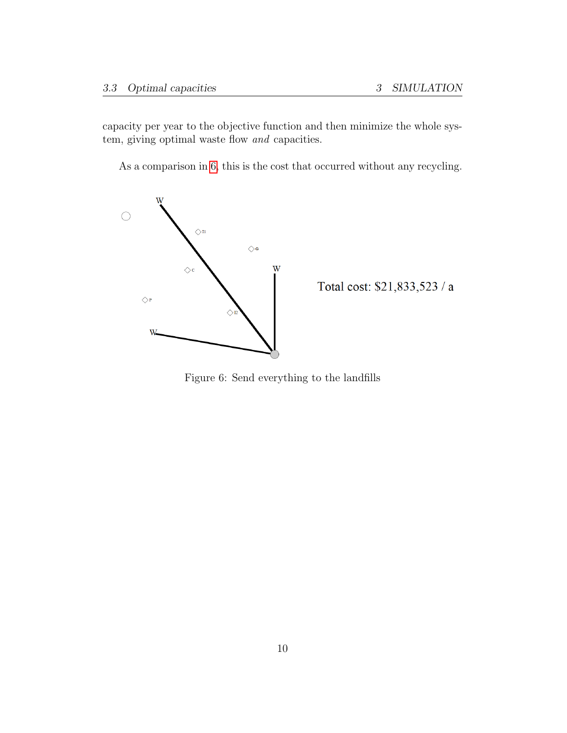capacity per year to the objective function and then minimize the whole system, giving optimal waste flow *and* capacities.

As a comparison in 6, this is the cost that occurred without any recycling.

Total cost: $21,833,523 / a

Figure 6: Send everything to the landfills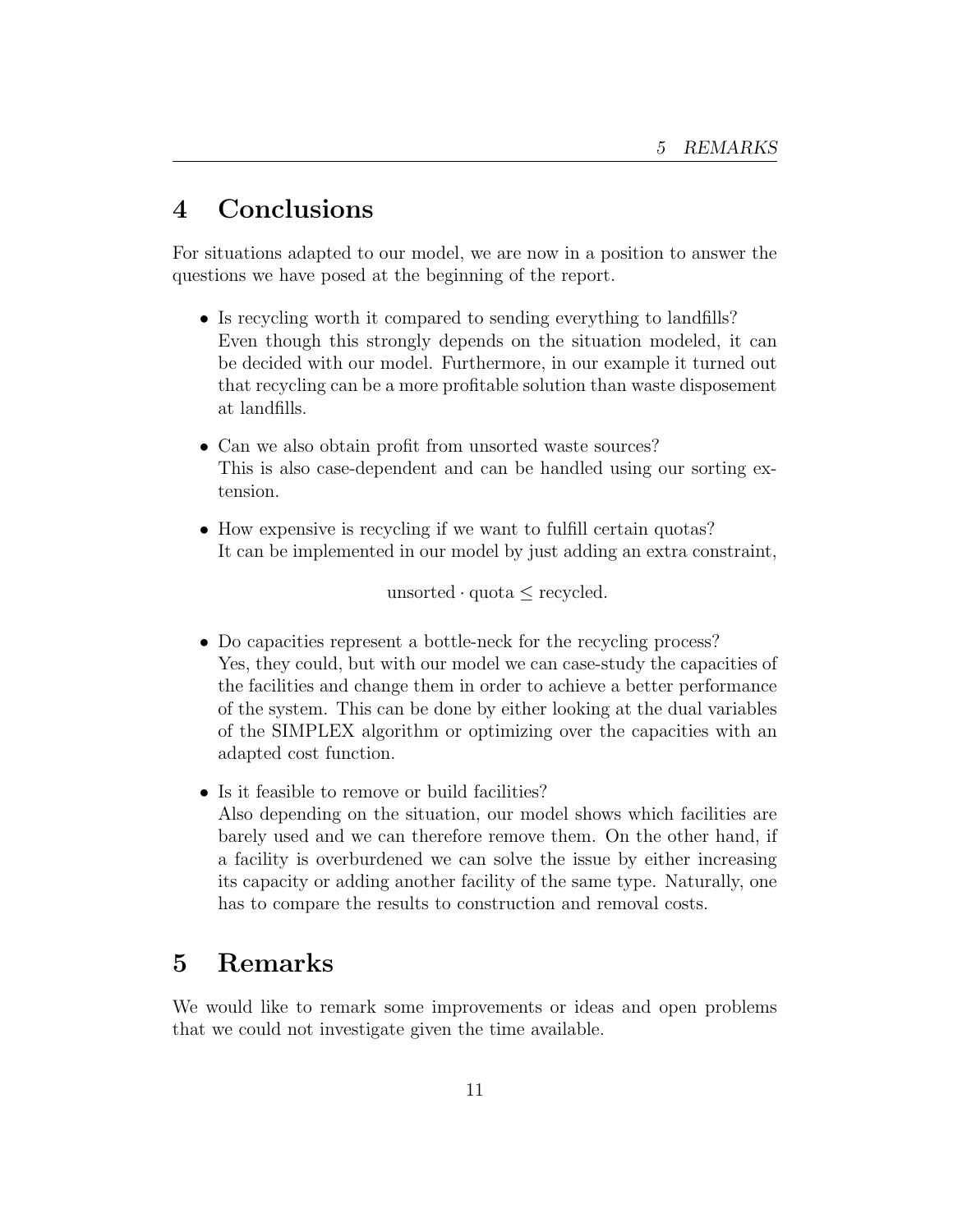# 4 Conclusions

For situations adapted to our model, we are now in a position to answer the questions we have posed at the beginning of the report.

- Is recycling worth it compared to sending everything to landfills?
  Even though this strongly depends on the situation modeled, it can be decided with our model. Furthermore, in our example it turned out that recycling can be a more profitable solution than waste disposement at landfills.

- Can we also obtain profit from unsorted waste sources?
  This is also case-dependent and can be handled using our sorting extension.

- How expensive is recycling if we want to fulfill certain quotas?
  It can be implemented in our model by just adding an extra constraint,

$$\text{unsorted} \cdot \text{quota} \leq \text{recycled}.$$

- Do capacities represent a bottle-neck for the recycling process?
  Yes, they could, but with our model we can case-study the capacities of the facilities and change them in order to achieve a better performance of the system. This can be done by either looking at the dual variables of the SIMPLEX algorithm or optimizing over the capacities with an adapted cost function.

- Is it feasible to remove or build facilities?
  Also depending on the situation, our model shows which facilities are barely used and we can therefore remove them. On the other hand, if a facility is overburdened we can solve the issue by either increasing its capacity or adding another facility of the same type. Naturally, one has to compare the results to construction and removal costs.

# 5 Remarks

We would like to remark some improvements or ideas and open problems that we could not investigate given the time available.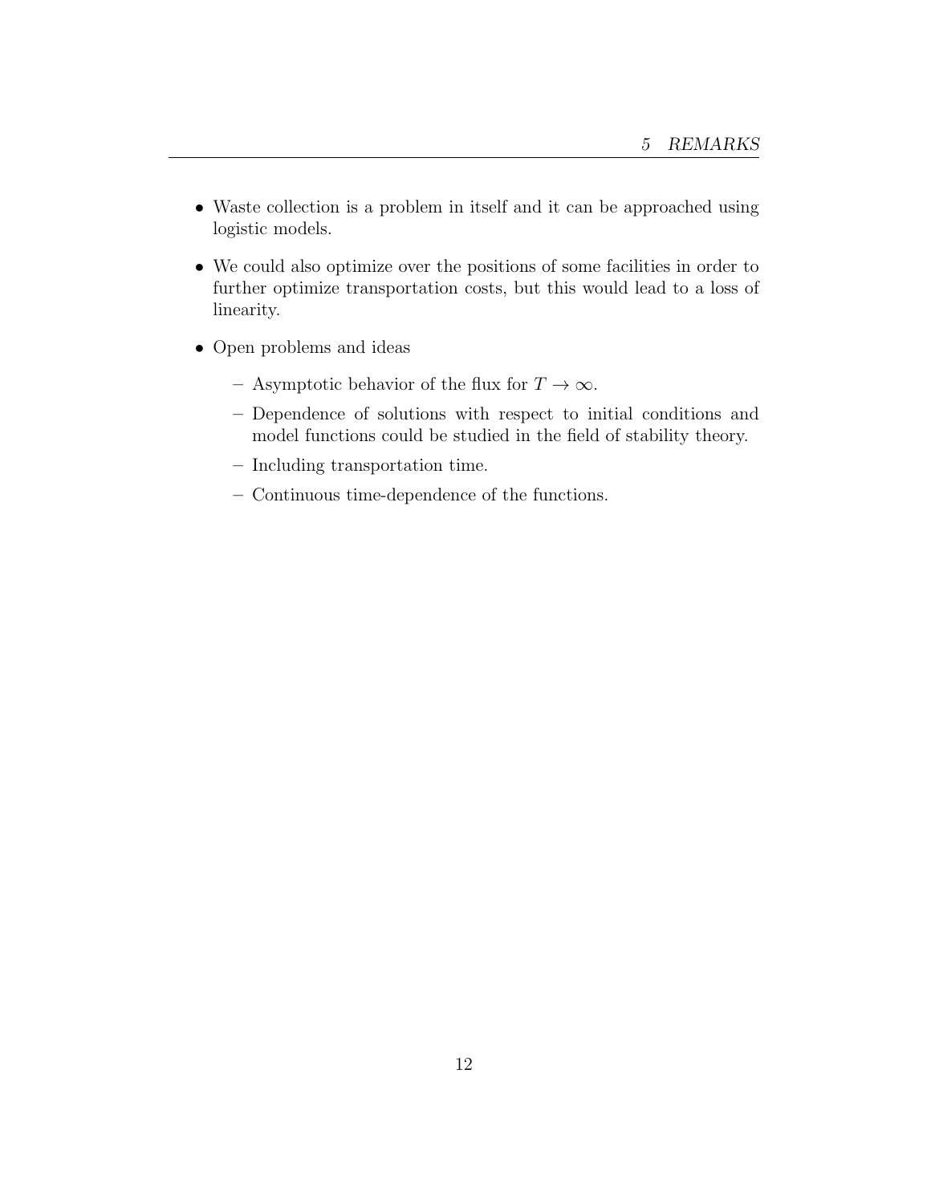- Waste collection is a problem in itself and it can be approached using logistic models.
- We could also optimize over the positions of some facilities in order to further optimize transportation costs, but this would lead to a loss of linearity.
- Open problems and ideas
  - Asymptotic behavior of the flux for $T \to \infty$.
  - Dependence of solutions with respect to initial conditions and model functions could be studied in the field of stability theory.
  - Including transportation time.
  - Continuous time-dependence of the functions.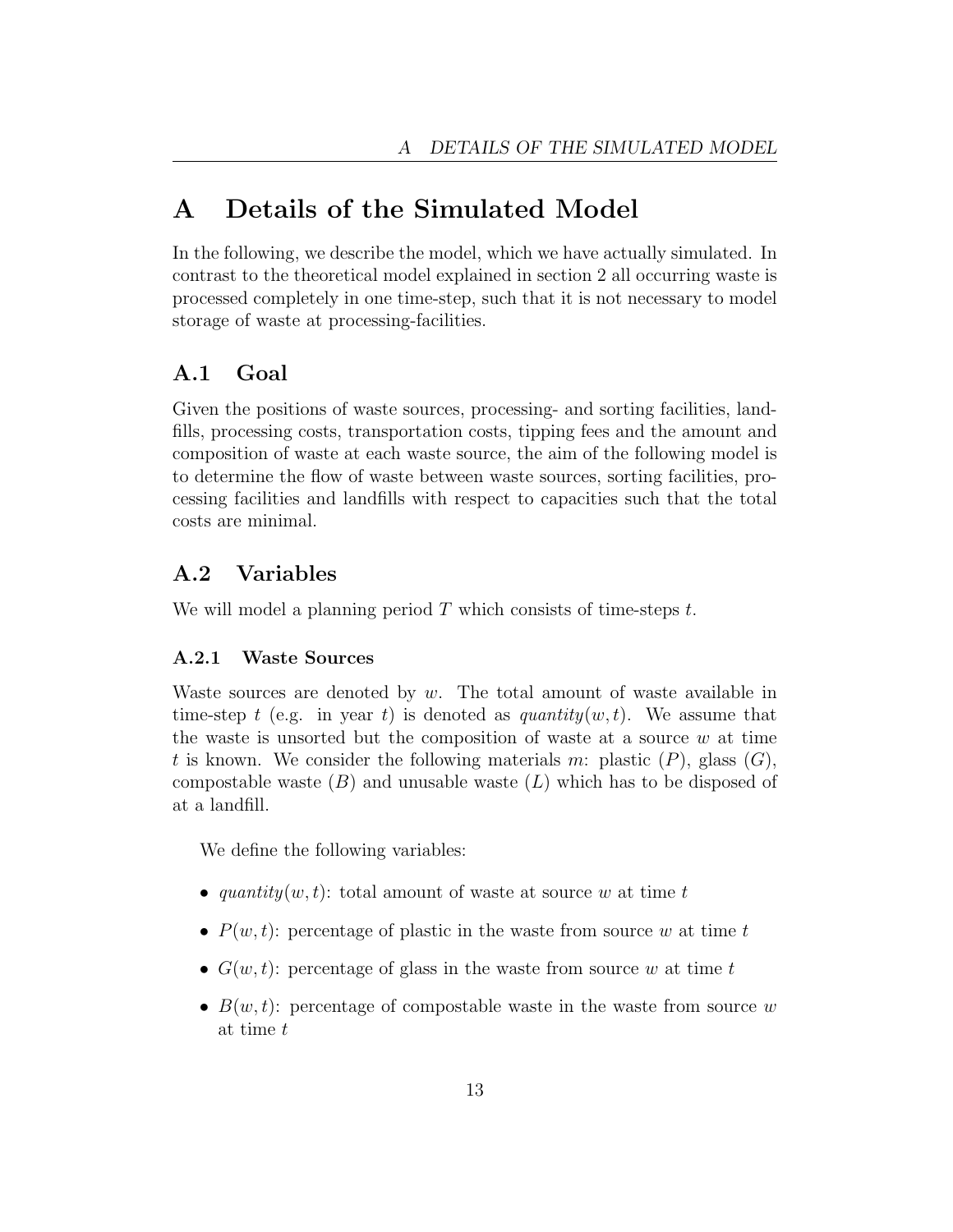# A Details of the Simulated Model

In the following, we describe the model, which we have actually simulated. In contrast to the theoretical model explained in section 2 all occurring waste is processed completely in one time-step, such that it is not necessary to model storage of waste at processing-facilities.

## A.1 Goal

Given the positions of waste sources, processing- and sorting facilities, landfills, processing costs, transportation costs, tipping fees and the amount and composition of waste at each waste source, the aim of the following model is to determine the flow of waste between waste sources, sorting facilities, processing facilities and landfills with respect to capacities such that the total costs are minimal.

## A.2 Variables

We will model a planning period $T$ which consists of time-steps $t$.

### A.2.1 Waste Sources

Waste sources are denoted by $w$. The total amount of waste available in time-step $t$ (e.g. in year $t$) is denoted as $quantity(w, t)$. We assume that the waste is unsorted but the composition of waste at a source $w$ at time $t$ is known. We consider the following materials $m$: plastic ($P$), glass ($G$), compostable waste ($B$) and unusable waste ($L$) which has to be disposed of at a landfill.

We define the following variables:

- $quantity(w, t)$: total amount of waste at source $w$ at time $t$
- $P(w, t)$: percentage of plastic in the waste from source $w$ at time $t$
- $G(w, t)$: percentage of glass in the waste from source $w$ at time $t$
- $B(w, t)$: percentage of compostable waste in the waste from source $w$ at time $t$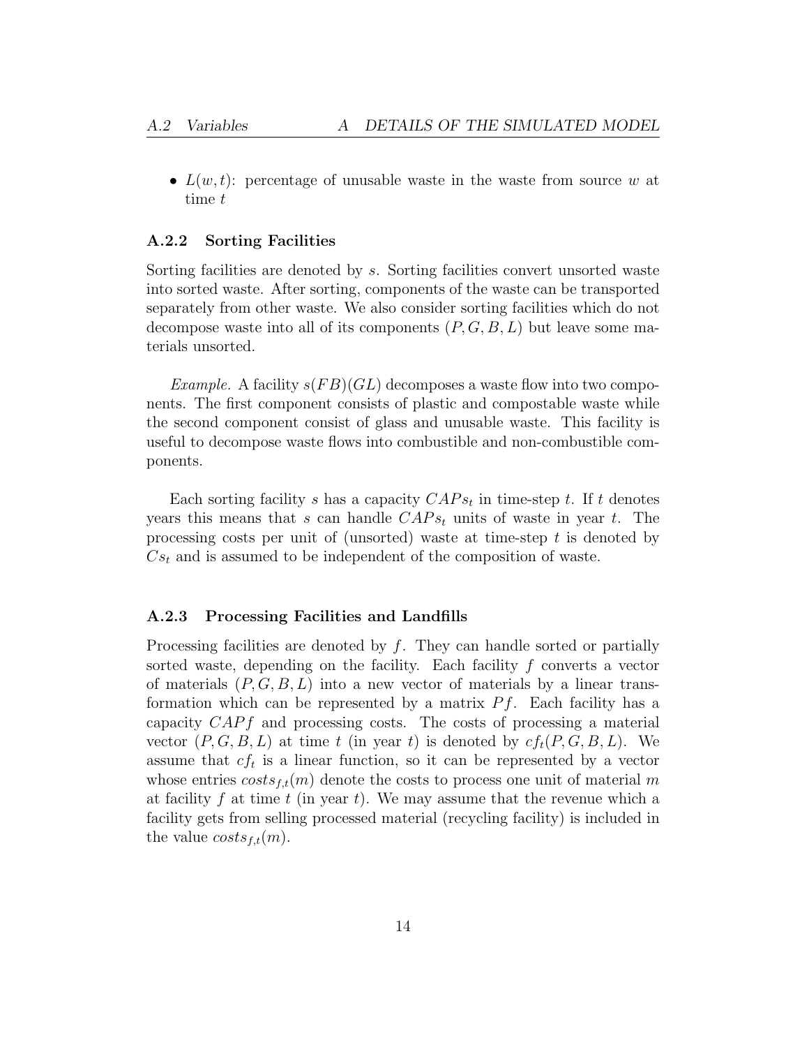- $L(w, t)$: percentage of unusable waste in the waste from source $w$ at time $t$

### A.2.2 Sorting Facilities

Sorting facilities are denoted by $s$. Sorting facilities convert unsorted waste into sorted waste. After sorting, components of the waste can be transported separately from other waste. We also consider sorting facilities which do not decompose waste into all of its components $(P, G, B, L)$ but leave some materials unsorted.

*Example.* A facility $s(FB)(GL)$ decomposes a waste flow into two components. The first component consists of plastic and compostable waste while the second component consist of glass and unusable waste. This facility is useful to decompose waste flows into combustible and non-combustible components.

Each sorting facility $s$ has a capacity $CAPs_t$ in time-step $t$. If $t$ denotes years this means that $s$ can handle $CAPs_t$ units of waste in year $t$. The processing costs per unit of (unsorted) waste at time-step $t$ is denoted by $Cs_t$ and is assumed to be independent of the composition of waste.

### A.2.3 Processing Facilities and Landfills

Processing facilities are denoted by $f$. They can handle sorted or partially sorted waste, depending on the facility. Each facility $f$ converts a vector of materials $(P, G, B, L)$ into a new vector of materials by a linear transformation which can be represented by a matrix $Pf$. Each facility has a capacity $CAPf$ and processing costs. The costs of processing a material vector $(P, G, B, L)$ at time $t$ (in year $t$) is denoted by $cf_t(P, G, B, L)$. We assume that $cf_t$ is a linear function, so it can be represented by a vector whose entries $costs_{f,t}(m)$ denote the costs to process one unit of material $m$ at facility $f$ at time $t$ (in year $t$). We may assume that the revenue which a facility gets from selling processed material (recycling facility) is included in the value $costs_{f,t}(m)$.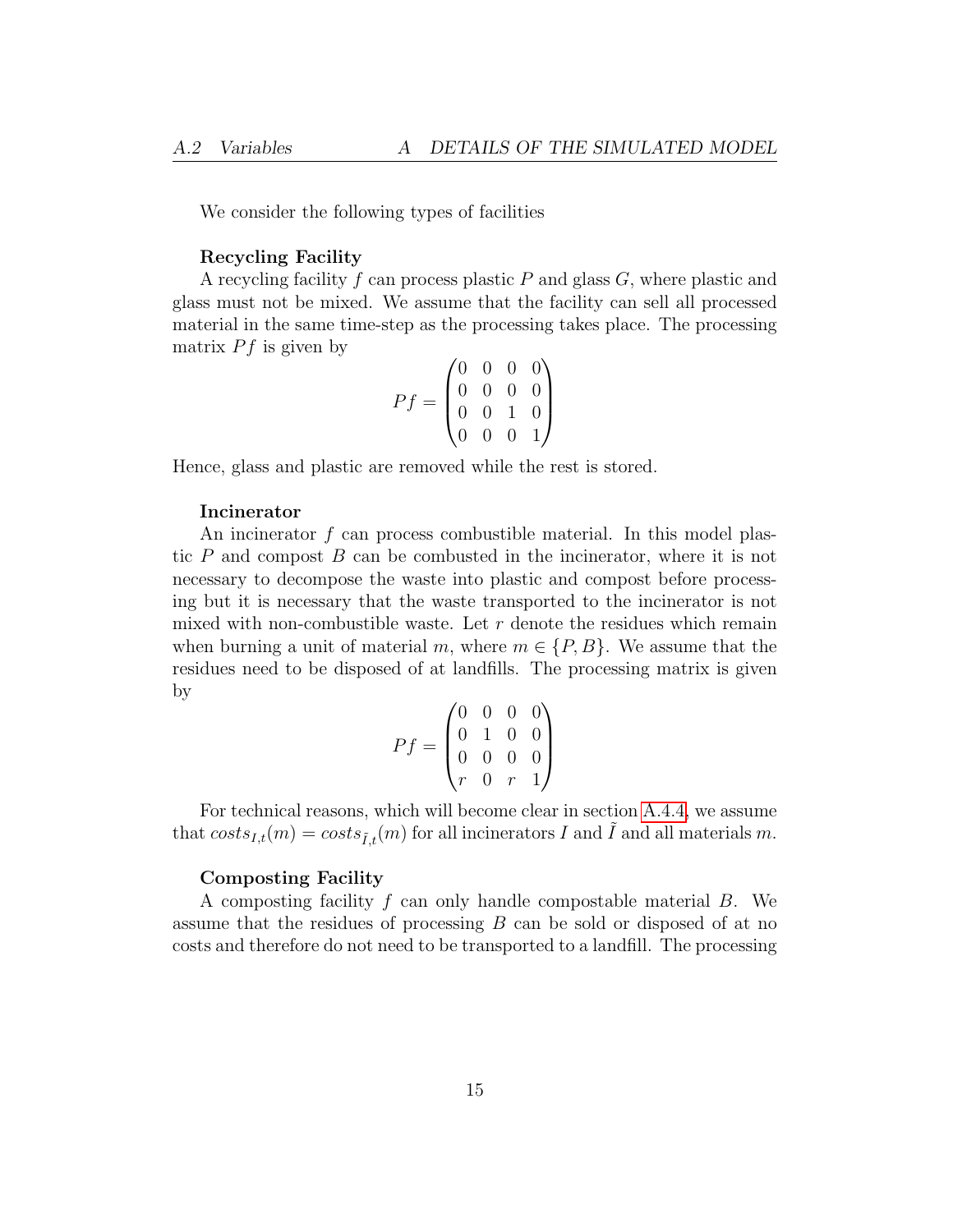We consider the following types of facilities

**Recycling Facility**

A recycling facility $f$ can process plastic $P$ and glass $G$, where plastic and glass must not be mixed. We assume that the facility can sell all processed material in the same time-step as the processing takes place. The processing matrix $Pf$ is given by

$$
Pf = \begin{pmatrix} 0 & 0 & 0 & 0 \\ 0 & 0 & 0 & 0 \\ 0 & 0 & 1 & 0 \\ 0 & 0 & 0 & 1 \end{pmatrix}
$$

Hence, glass and plastic are removed while the rest is stored.

**Incinerator**

An incinerator $f$ can process combustible material. In this model plastic $P$ and compost $B$ can be combusted in the incinerator, where it is not necessary to decompose the waste into plastic and compost before processing but it is necessary that the waste transported to the incinerator is not mixed with non-combustible waste. Let $r$ denote the residues which remain when burning a unit of material $m$, where $m \in \{P, B\}$. We assume that the residues need to be disposed of at landfills. The processing matrix is given by

$$
Pf = \begin{pmatrix} 0 & 0 & 0 & 0 \\ 0 & 1 & 0 & 0 \\ 0 & 0 & 0 & 0 \\ r & 0 & r & 1 \end{pmatrix}
$$

For technical reasons, which will become clear in section A.4.4, we assume that $costs_{I,t}(m) = costs_{\tilde{I},t}(m)$ for all incinerators $I$ and $\tilde{I}$ and all materials $m$.

**Composting Facility**

A composting facility $f$ can only handle compostable material $B$. We assume that the residues of processing $B$ can be sold or disposed of at no costs and therefore do not need to be transported to a landfill. The processing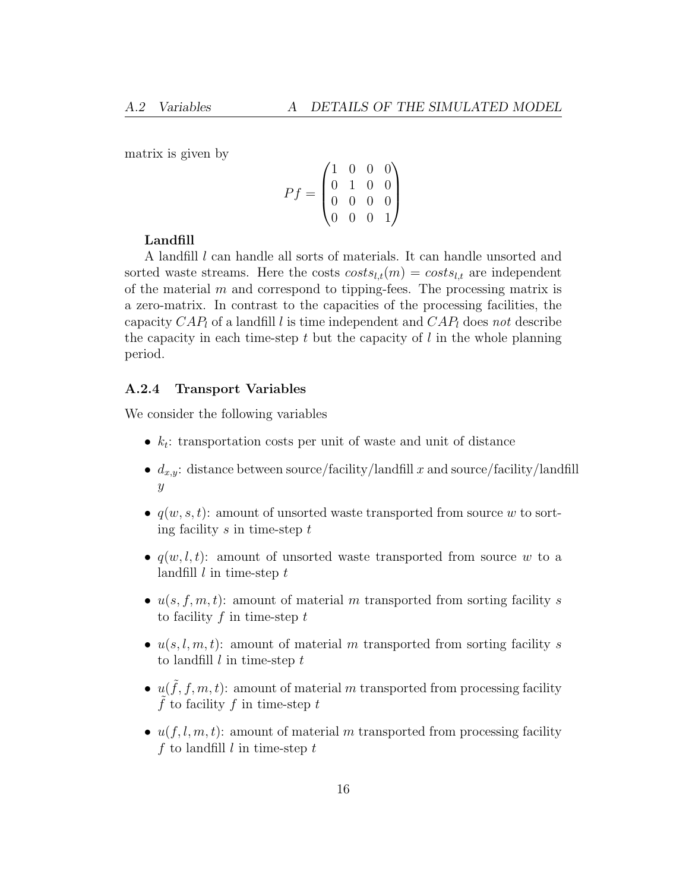matrix is given by

$$Pf = \begin{pmatrix} 1 & 0 & 0 & 0 \\ 0 & 1 & 0 & 0 \\ 0 & 0 & 0 & 0 \\ 0 & 0 & 0 & 1 \end{pmatrix}$$

**Landfill**

A landfill $l$ can handle all sorts of materials. It can handle unsorted and sorted waste streams. Here the costs $costs_{l,t}(m) = costs_{l,t}$ are independent of the material $m$ and correspond to tipping-fees. The processing matrix is a zero-matrix. In contrast to the capacities of the processing facilities, the capacity $CAP_l$ of a landfill $l$ is time independent and $CAP_l$ does *not* describe the capacity in each time-step $t$ but the capacity of $l$ in the whole planning period.

### A.2.4 Transport Variables

We consider the following variables

- $k_t$: transportation costs per unit of waste and unit of distance
- $d_{x,y}$: distance between source/facility/landfill $x$ and source/facility/landfill $y$
- $q(w, s, t)$: amount of unsorted waste transported from source $w$ to sorting facility $s$ in time-step $t$
- $q(w, l, t)$: amount of unsorted waste transported from source $w$ to a landfill $l$ in time-step $t$
- $u(s, f, m, t)$: amount of material $m$ transported from sorting facility $s$ to facility $f$ in time-step $t$
- $u(s, l, m, t)$: amount of material $m$ transported from sorting facility $s$ to landfill $l$ in time-step $t$
- $u(\tilde{f}, f, m, t)$: amount of material $m$ transported from processing facility $\tilde{f}$ to facility $f$ in time-step $t$
- $u(f, l, m, t)$: amount of material $m$ transported from processing facility $f$ to landfill $l$ in time-step $t$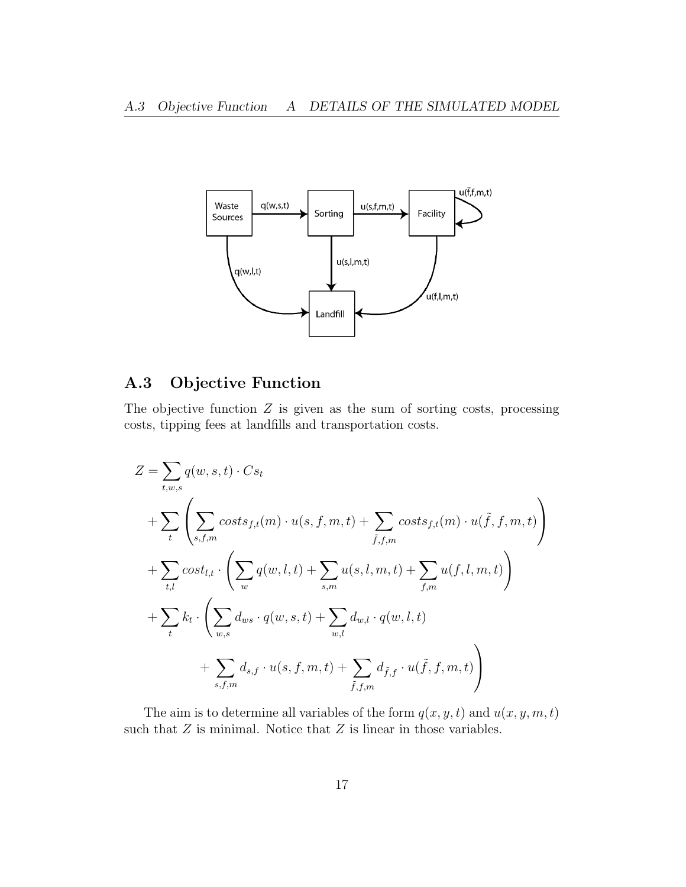## A.3 Objective Function

The objective function $Z$ is given as the sum of sorting costs, processing costs, tipping fees at landfills and transportation costs.

$$
\begin{aligned}
Z = & \sum_{t,w,s} q(w,s,t) \cdot Cs_t \\
& + \sum_{t} \left( \sum_{s,f,m} costs_{f,t}(m) \cdot u(s,f,m,t) + \sum_{\tilde{f},f,m} costs_{f,t}(m) \cdot u(\tilde{f},f,m,t) \right) \\
& + \sum_{t,l} cost_{l,t} \cdot \left( \sum_{w} q(w,l,t) + \sum_{s,m} u(s,l,m,t) + \sum_{f,m} u(f,l,m,t) \right) \\
& + \sum_{t} k_t \cdot \left( \sum_{w,s} d_{ws} \cdot q(w,s,t) + \sum_{w,l} d_{w,l} \cdot q(w,l,t) \right. \\
& \qquad \left. + \sum_{s,f,m} d_{s,f} \cdot u(s,f,m,t) + \sum_{\tilde{f},f,m} d_{\tilde{f},f} \cdot u(\tilde{f},f,m,t) \right)
\end{aligned}
$$

The aim is to determine all variables of the form $q(x,y,t)$ and $u(x,y,m,t)$ such that $Z$ is minimal. Notice that $Z$ is linear in those variables.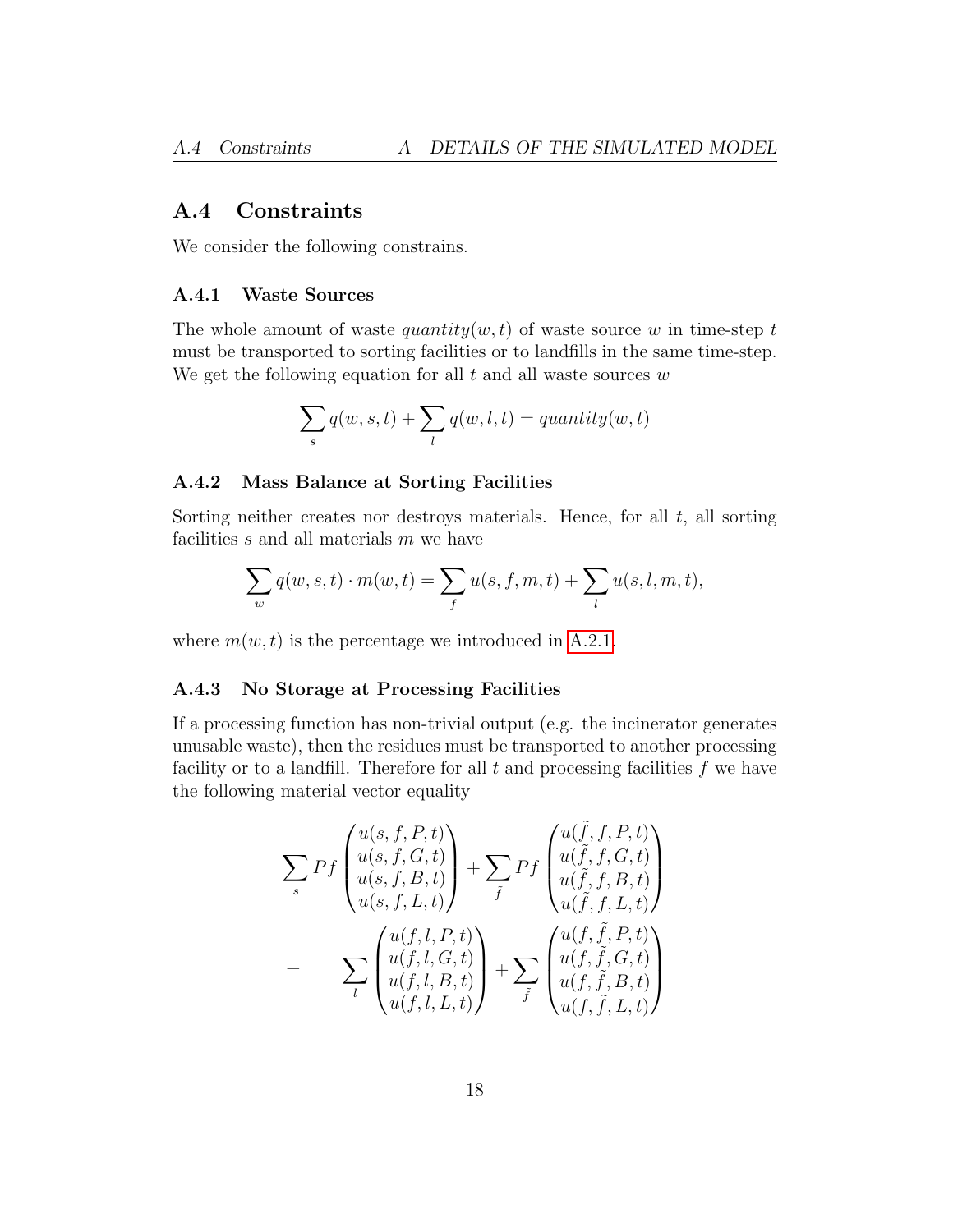## A.4 Constraints

We consider the following constrains.

### A.4.1 Waste Sources

The whole amount of waste $quantity(w, t)$ of waste source $w$ in time-step $t$ must be transported to sorting facilities or to landfills in the same time-step. We get the following equation for all $t$ and all waste sources $w$

$$\sum_s q(w, s, t) + \sum_l q(w, l, t) = quantity(w, t)$$

### A.4.2 Mass Balance at Sorting Facilities

Sorting neither creates nor destroys materials. Hence, for all $t$, all sorting facilities $s$ and all materials $m$ we have

$$\sum_w q(w, s, t) \cdot m(w, t) = \sum_f u(s, f, m, t) + \sum_l u(s, l, m, t),$$

where $m(w, t)$ is the percentage we introduced in A.2.1.

### A.4.3 No Storage at Processing Facilities

If a processing function has non-trivial output (e.g. the incinerator generates unusable waste), then the residues must be transported to another processing facility or to a landfill. Therefore for all $t$ and processing facilities $f$ we have the following material vector equality

$$\begin{aligned}
\sum_s Pf \begin{pmatrix} u(s,f,P,t) \\ u(s,f,G,t) \\ u(s,f,B,t) \\ u(s,f,L,t) \end{pmatrix} + \sum_{\tilde{f}} Pf \begin{pmatrix} u(\tilde{f},f,P,t) \\ u(\tilde{f},f,G,t) \\ u(\tilde{f},f,B,t) \\ u(\tilde{f},f,L,t) \end{pmatrix} \\
= \quad \sum_l \begin{pmatrix} u(f,l,P,t) \\ u(f,l,G,t) \\ u(f,l,B,t) \\ u(f,l,L,t) \end{pmatrix} + \sum_{\tilde{f}} \begin{pmatrix} u(f,\tilde{f},P,t) \\ u(f,\tilde{f},G,t) \\ u(f,\tilde{f},B,t) \\ u(f,\tilde{f},L,t) \end{pmatrix}
\end{aligned}$$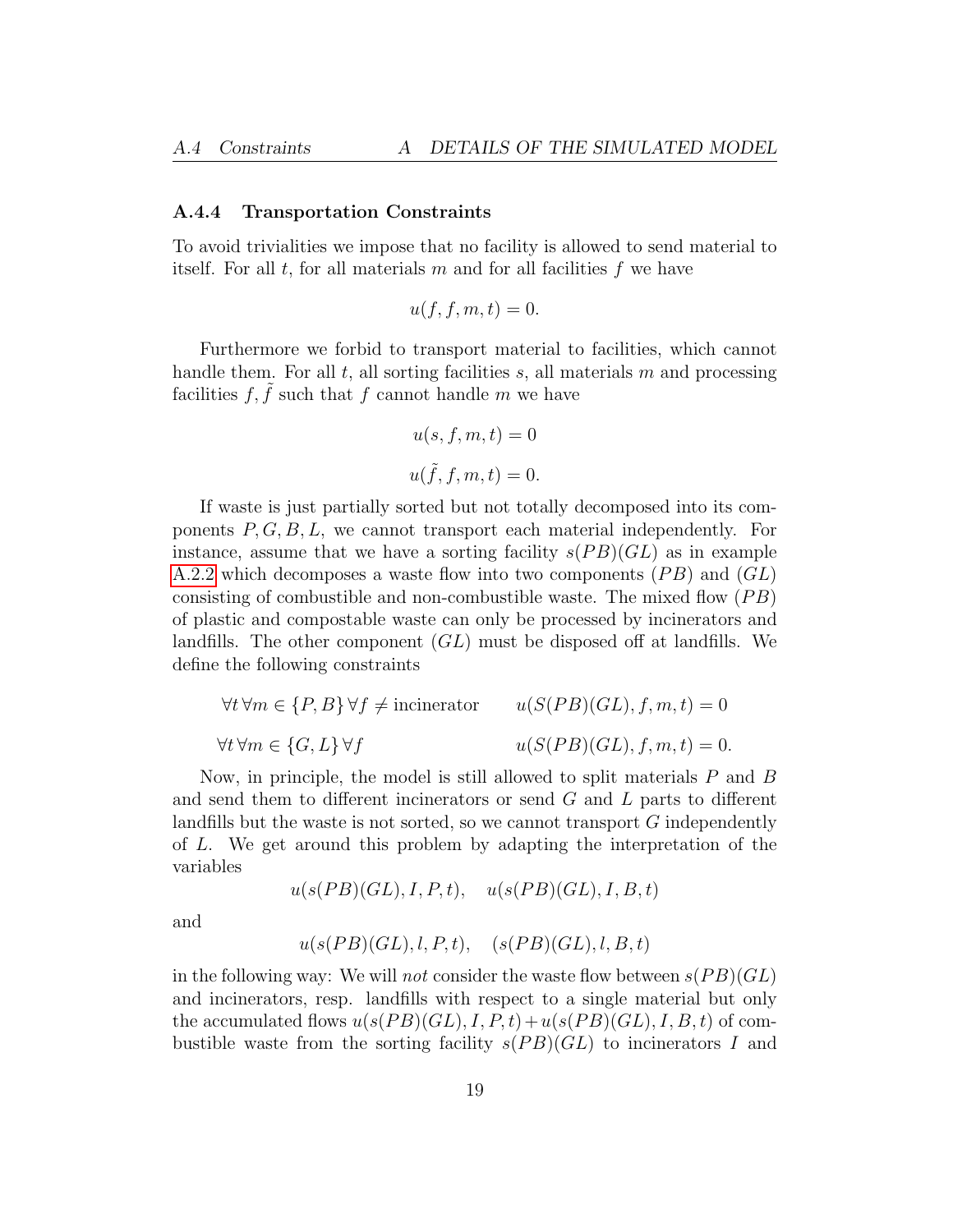### A.4.4 Transportation Constraints

To avoid trivialities we impose that no facility is allowed to send material to itself. For all $t$, for all materials $m$ and for all facilities $f$ we have

$$u(f, f, m, t) = 0.$$

Furthermore we forbid to transport material to facilities, which cannot handle them. For all $t$, all sorting facilities $s$, all materials $m$ and processing facilities $f, \tilde{f}$ such that $f$ cannot handle $m$ we have

$$u(s, f, m, t) = 0$$

$$u(\tilde{f}, f, m, t) = 0.$$

If waste is just partially sorted but not totally decomposed into its components $P, G, B, L$, we cannot transport each material independently. For instance, assume that we have a sorting facility $s(PB)(GL)$ as in example A.2.2 which decomposes a waste flow into two components $(PB)$ and $(GL)$ consisting of combustible and non-combustible waste. The mixed flow $(PB)$ of plastic and compostable waste can only be processed by incinerators and landfills. The other component $(GL)$ must be disposed off at landfills. We define the following constraints

$$\forall t \, \forall m \in \{P, B\} \, \forall f \neq \text{incinerator} \qquad u(S(PB)(GL), f, m, t) = 0$$

$$\forall t \, \forall m \in \{G, L\} \, \forall f \qquad u(S(PB)(GL), f, m, t) = 0.$$

Now, in principle, the model is still allowed to split materials $P$ and $B$ and send them to different incinerators or send $G$ and $L$ parts to different landfills but the waste is not sorted, so we cannot transport $G$ independently of $L$. We get around this problem by adapting the interpretation of the variables

$$u(s(PB)(GL), I, P, t), \quad u(s(PB)(GL), I, B, t)$$

and

$$u(s(PB)(GL), l, P, t), \quad (s(PB)(GL), l, B, t)$$

in the following way: We will *not* consider the waste flow between $s(PB)(GL)$ and incinerators, resp. landfills with respect to a single material but only the accumulated flows $u(s(PB)(GL), I, P, t) + u(s(PB)(GL), I, B, t)$ of combustible waste from the sorting facility $s(PB)(GL)$ to incinerators $I$ and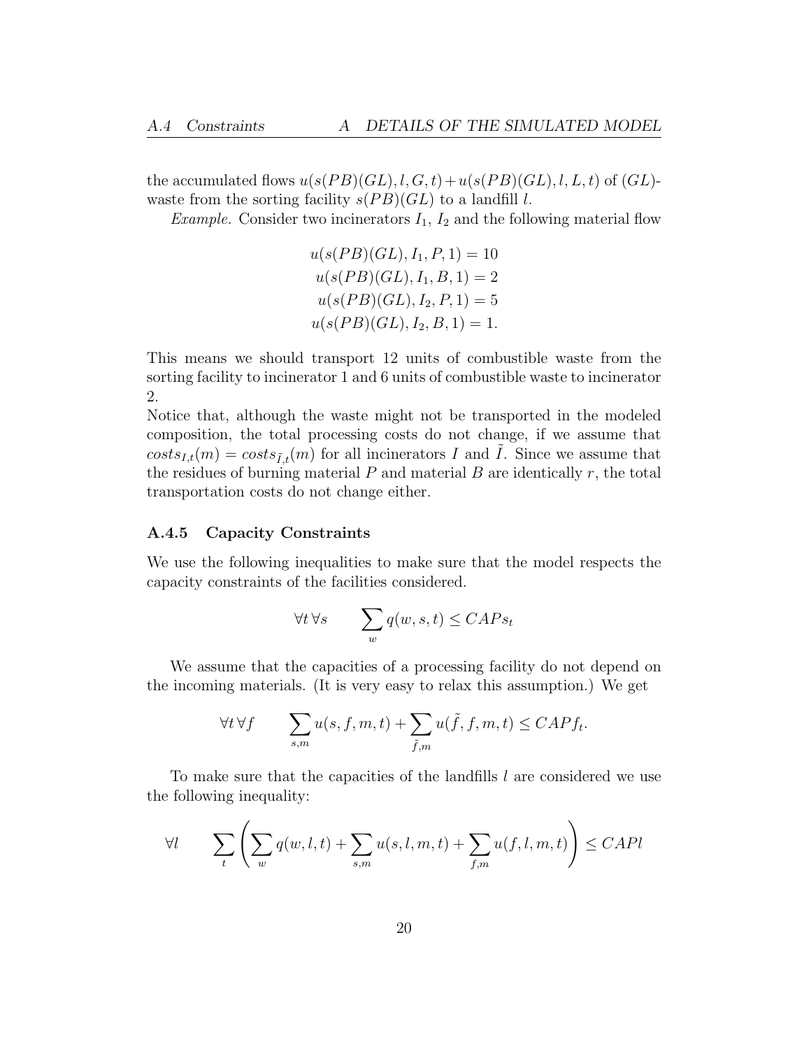the accumulated flows $u(s(PB)(GL), l, G, t) + u(s(PB)(GL), l, L, t)$ of $(GL)$-waste from the sorting facility $s(PB)(GL)$ to a landfill $l$.

*Example.* Consider two incinerators $I_1$, $I_2$ and the following material flow

$$
\begin{aligned}
u(s(PB)(GL), I_1, P, 1) &= 10 \\
u(s(PB)(GL), I_1, B, 1) &= 2 \\
u(s(PB)(GL), I_2, P, 1) &= 5 \\
u(s(PB)(GL), I_2, B, 1) &= 1.
\end{aligned}
$$

This means we should transport 12 units of combustible waste from the sorting facility to incinerator 1 and 6 units of combustible waste to incinerator 2.

Notice that, although the waste might not be transported in the modeled composition, the total processing costs do not change, if we assume that $costs_{I,t}(m) = costs_{\tilde{I},t}(m)$ for all incinerators $I$ and $\tilde{I}$. Since we assume that the residues of burning material $P$ and material $B$ are identically $r$, the total transportation costs do not change either.

### A.4.5 Capacity Constraints

We use the following inequalities to make sure that the model respects the capacity constraints of the facilities considered.

$$\forall t\, \forall s \qquad \sum_{w} q(w, s, t) \leq CAPs_t$$

We assume that the capacities of a processing facility do not depend on the incoming materials. (It is very easy to relax this assumption.) We get

$$\forall t\, \forall f \qquad \sum_{s,m} u(s, f, m, t) + \sum_{\tilde{f},m} u(\tilde{f}, f, m, t) \leq CAPf_t.$$

To make sure that the capacities of the landfills $l$ are considered we use the following inequality:

$$\forall l \qquad \sum_{t} \left( \sum_{w} q(w, l, t) + \sum_{s,m} u(s, l, m, t) + \sum_{f,m} u(f, l, m, t) \right) \leq CAPl$$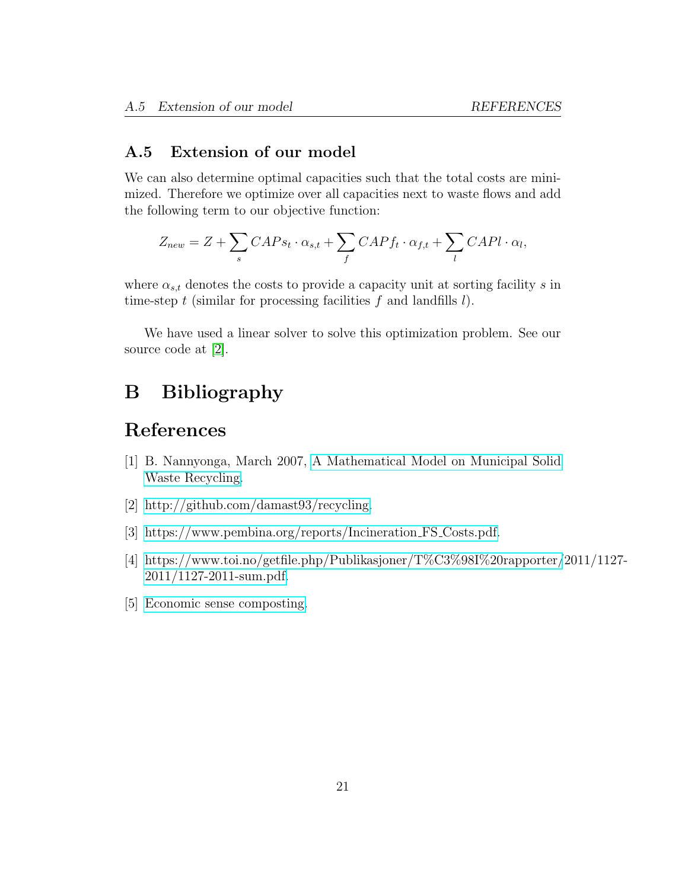## A.5 Extension of our model

We can also determine optimal capacities such that the total costs are minimized. Therefore we optimize over all capacities next to waste flows and add the following term to our objective function:

$$Z_{new} = Z + \sum_{s} CAPs_t \cdot \alpha_{s,t} + \sum_{f} CAPf_t \cdot \alpha_{f,t} + \sum_{l} CAPl \cdot \alpha_l,$$

where $\alpha_{s,t}$ denotes the costs to provide a capacity unit at sorting facility $s$ in time-step $t$ (similar for processing facilities $f$ and landfills $l$).

We have used a linear solver to solve this optimization problem. See our source code at [2].

# B Bibliography

# References

[1] B. Nannyonga, March 2007, A Mathematical Model on Municipal Solid Waste Recycling.

[2] http://github.com/damast93/recycling.

[3] https://www.pembina.org/reports/Incineration_FS_Costs.pdf.

[4] https://www.toi.no/getfile.php/Publikasjoner/T%C3%98I%20rapporter/2011/1127-2011/1127-2011-sum.pdf.

[5] Economic sense composting.